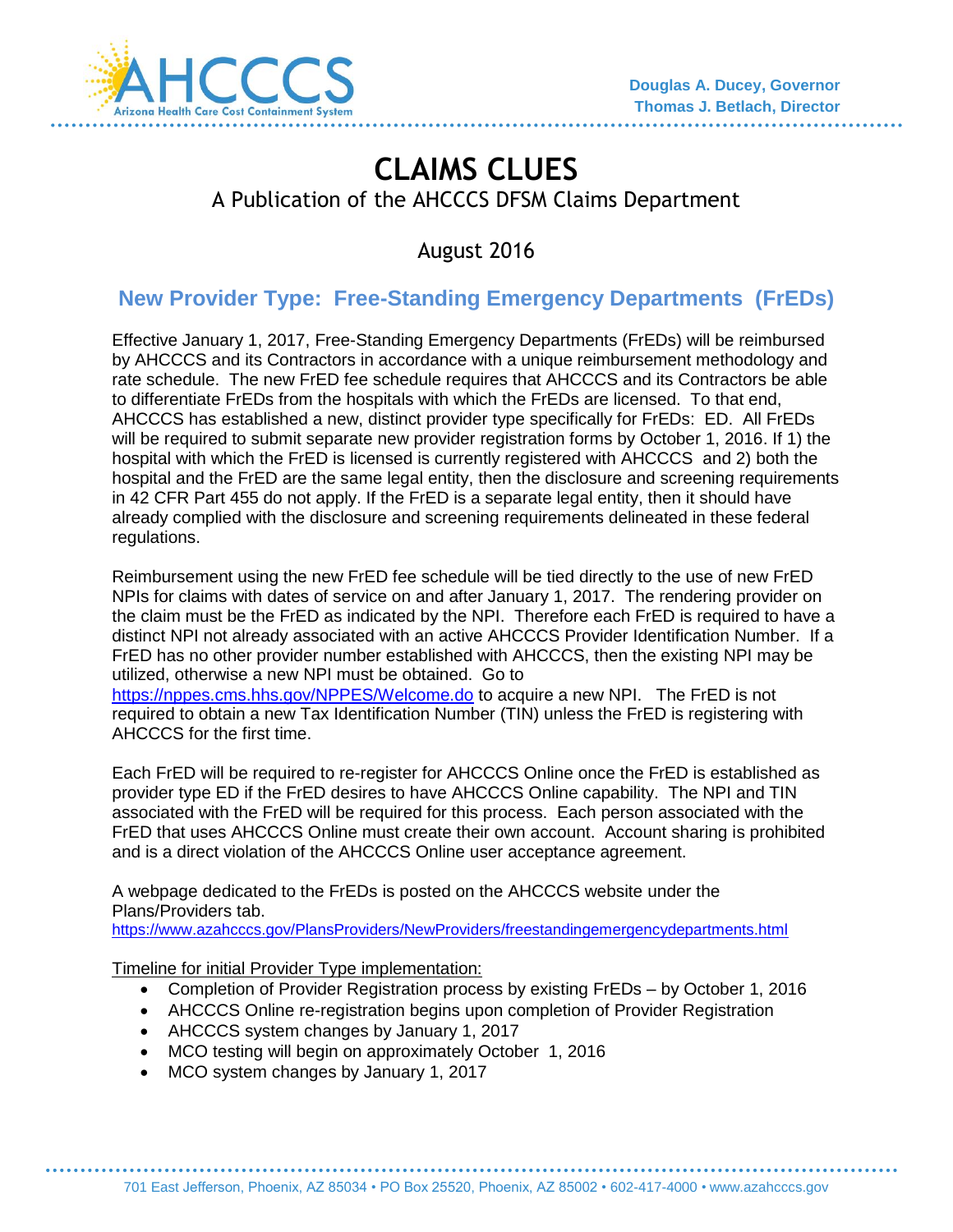Douglas A. Ducey, Governor
Thomas J. Betlach, Director

# CLAIMS CLUES

A Publication of the AHCCCS DFSM Claims Department

August 2016

## New Provider Type: Free-Standing Emergency Departments (FrEDs)

Effective January 1, 2017, Free-Standing Emergency Departments (FrEDs) will be reimbursed by AHCCCS and its Contractors in accordance with a unique reimbursement methodology and rate schedule. The new FrED fee schedule requires that AHCCCS and its Contractors be able to differentiate FrEDs from the hospitals with which the FrEDs are licensed. To that end, AHCCCS has established a new, distinct provider type specifically for FrEDs: ED. All FrEDs will be required to submit separate new provider registration forms by October 1, 2016. If 1) the hospital with which the FrED is licensed is currently registered with AHCCCS and 2) both the hospital and the FrED are the same legal entity, then the disclosure and screening requirements in 42 CFR Part 455 do not apply. If the FrED is a separate legal entity, then it should have already complied with the disclosure and screening requirements delineated in these federal regulations.

Reimbursement using the new FrED fee schedule will be tied directly to the use of new FrED NPIs for claims with dates of service on and after January 1, 2017. The rendering provider on the claim must be the FrED as indicated by the NPI. Therefore each FrED is required to have a distinct NPI not already associated with an active AHCCCS Provider Identification Number. If a FrED has no other provider number established with AHCCCS, then the existing NPI may be utilized, otherwise a new NPI must be obtained. Go to https://nppes.cms.hhs.gov/NPPES/Welcome.do to acquire a new NPI. The FrED is not required to obtain a new Tax Identification Number (TIN) unless the FrED is registering with AHCCCS for the first time.

Each FrED will be required to re-register for AHCCCS Online once the FrED is established as provider type ED if the FrED desires to have AHCCCS Online capability. The NPI and TIN associated with the FrED will be required for this process. Each person associated with the FrED that uses AHCCCS Online must create their own account. Account sharing is prohibited and is a direct violation of the AHCCCS Online user acceptance agreement.

A webpage dedicated to the FrEDs is posted on the AHCCCS website under the Plans/Providers tab.
https://www.azahcccs.gov/PlansProviders/NewProviders/freestandingemergencydepartments.html

Timeline for initial Provider Type implementation:

- Completion of Provider Registration process by existing FrEDs – by October 1, 2016
- AHCCCS Online re-registration begins upon completion of Provider Registration
- AHCCCS system changes by January 1, 2017
- MCO testing will begin on approximately October 1, 2016
- MCO system changes by January 1, 2017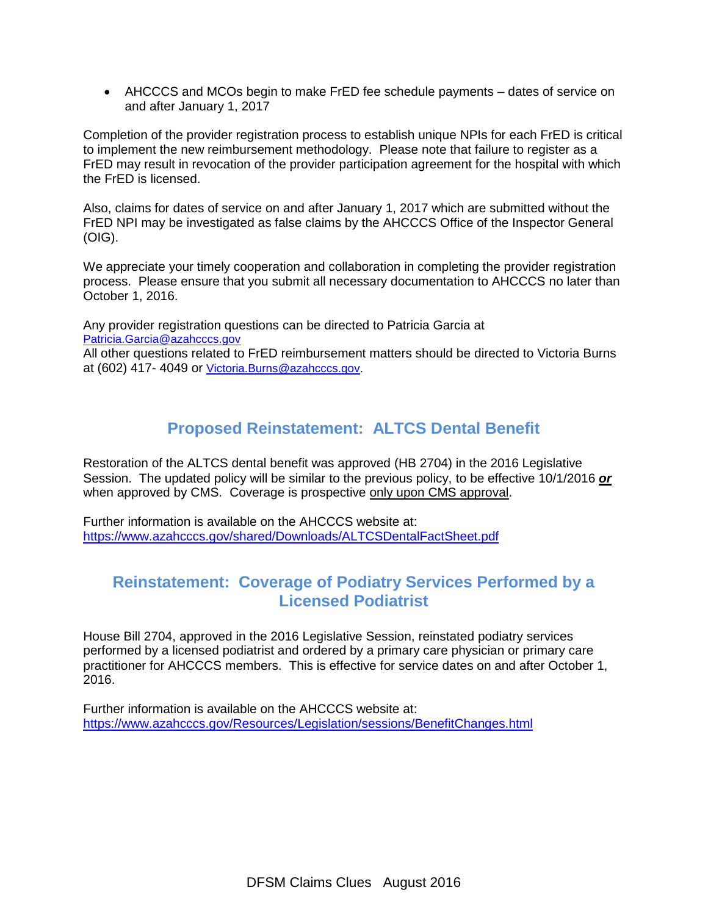- AHCCCS and MCOs begin to make FrED fee schedule payments – dates of service on and after January 1, 2017

Completion of the provider registration process to establish unique NPIs for each FrED is critical to implement the new reimbursement methodology. Please note that failure to register as a FrED may result in revocation of the provider participation agreement for the hospital with which the FrED is licensed.

Also, claims for dates of service on and after January 1, 2017 which are submitted without the FrED NPI may be investigated as false claims by the AHCCCS Office of the Inspector General (OIG).

We appreciate your timely cooperation and collaboration in completing the provider registration process. Please ensure that you submit all necessary documentation to AHCCCS no later than October 1, 2016.

Any provider registration questions can be directed to Patricia Garcia at Patricia.Garcia@azahcccs.gov
All other questions related to FrED reimbursement matters should be directed to Victoria Burns at (602) 417- 4049 or Victoria.Burns@azahcccs.gov.

## Proposed Reinstatement: ALTCS Dental Benefit

Restoration of the ALTCS dental benefit was approved (HB 2704) in the 2016 Legislative Session. The updated policy will be similar to the previous policy, to be effective 10/1/2016 ***or*** when approved by CMS. Coverage is prospective only upon CMS approval.

Further information is available on the AHCCCS website at:
https://www.azahcccs.gov/shared/Downloads/ALTCSDentalFactSheet.pdf

## Reinstatement: Coverage of Podiatry Services Performed by a Licensed Podiatrist

House Bill 2704, approved in the 2016 Legislative Session, reinstated podiatry services performed by a licensed podiatrist and ordered by a primary care physician or primary care practitioner for AHCCCS members. This is effective for service dates on and after October 1, 2016.

Further information is available on the AHCCCS website at:
https://www.azahcccs.gov/Resources/Legislation/sessions/BenefitChanges.html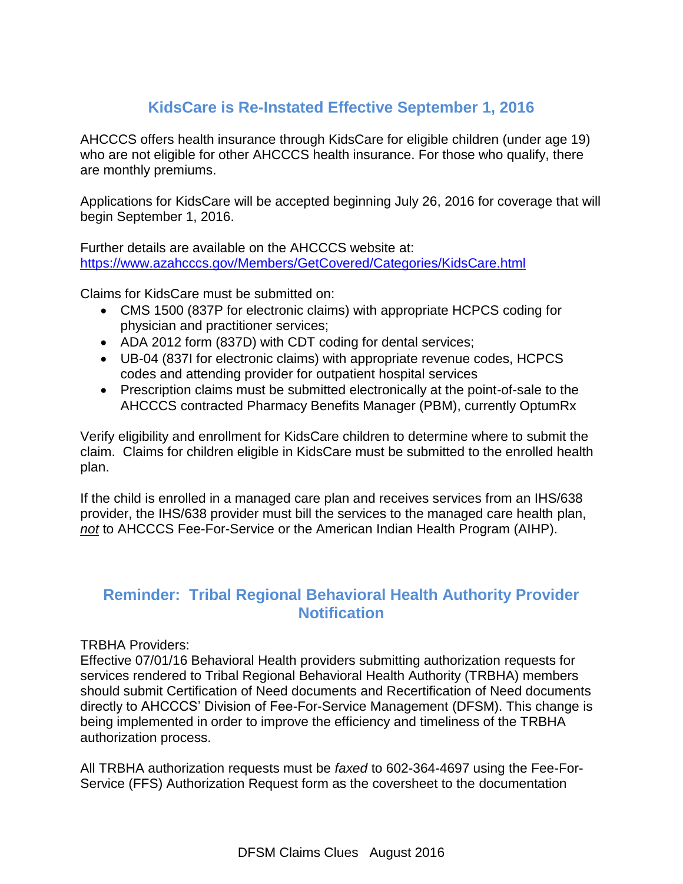## KidsCare is Re-Instated Effective September 1, 2016

AHCCCS offers health insurance through KidsCare for eligible children (under age 19) who are not eligible for other AHCCCS health insurance. For those who qualify, there are monthly premiums.

Applications for KidsCare will be accepted beginning July 26, 2016 for coverage that will begin September 1, 2016.

Further details are available on the AHCCCS website at:
https://www.azahcccs.gov/Members/GetCovered/Categories/KidsCare.html

Claims for KidsCare must be submitted on:

- CMS 1500 (837P for electronic claims) with appropriate HCPCS coding for physician and practitioner services;
- ADA 2012 form (837D) with CDT coding for dental services;
- UB-04 (837I for electronic claims) with appropriate revenue codes, HCPCS codes and attending provider for outpatient hospital services
- Prescription claims must be submitted electronically at the point-of-sale to the AHCCCS contracted Pharmacy Benefits Manager (PBM), currently OptumRx

Verify eligibility and enrollment for KidsCare children to determine where to submit the claim. Claims for children eligible in KidsCare must be submitted to the enrolled health plan.

If the child is enrolled in a managed care plan and receives services from an IHS/638 provider, the IHS/638 provider must bill the services to the managed care health plan, ***not*** to AHCCCS Fee-For-Service or the American Indian Health Program (AIHP).

## Reminder: Tribal Regional Behavioral Health Authority Provider Notification

TRBHA Providers:
Effective 07/01/16 Behavioral Health providers submitting authorization requests for services rendered to Tribal Regional Behavioral Health Authority (TRBHA) members should submit Certification of Need documents and Recertification of Need documents directly to AHCCCS' Division of Fee-For-Service Management (DFSM). This change is being implemented in order to improve the efficiency and timeliness of the TRBHA authorization process.

All TRBHA authorization requests must be *faxed* to 602-364-4697 using the Fee-For-Service (FFS) Authorization Request form as the coversheet to the documentation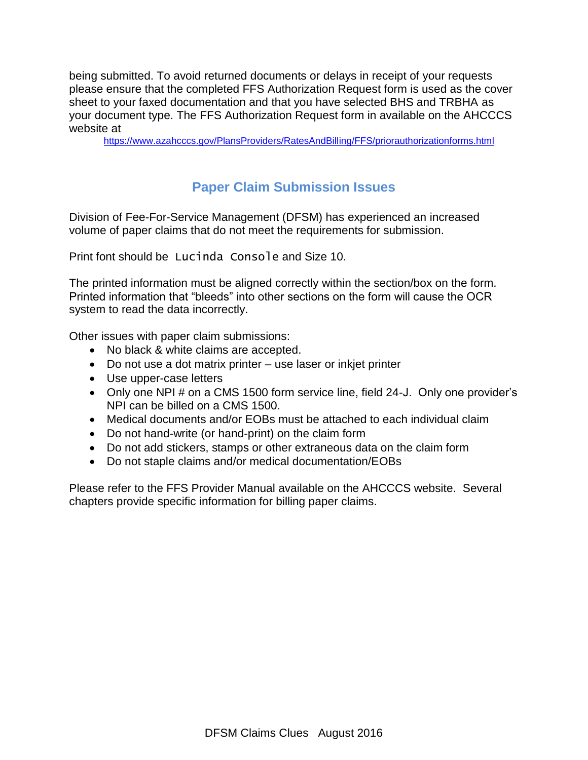being submitted. To avoid returned documents or delays in receipt of your requests please ensure that the completed FFS Authorization Request form is used as the cover sheet to your faxed documentation and that you have selected BHS and TRBHA as your document type. The FFS Authorization Request form in available on the AHCCCS website at

https://www.azahcccs.gov/PlansProviders/RatesAndBilling/FFS/priorauthorizationforms.html

## Paper Claim Submission Issues

Division of Fee-For-Service Management (DFSM) has experienced an increased volume of paper claims that do not meet the requirements for submission.

Print font should be Lucinda Console and Size 10.

The printed information must be aligned correctly within the section/box on the form. Printed information that "bleeds" into other sections on the form will cause the OCR system to read the data incorrectly.

Other issues with paper claim submissions:

- No black & white claims are accepted.
- Do not use a dot matrix printer – use laser or inkjet printer
- Use upper-case letters
- Only one NPI # on a CMS 1500 form service line, field 24-J. Only one provider's NPI can be billed on a CMS 1500.
- Medical documents and/or EOBs must be attached to each individual claim
- Do not hand-write (or hand-print) on the claim form
- Do not add stickers, stamps or other extraneous data on the claim form
- Do not staple claims and/or medical documentation/EOBs

Please refer to the FFS Provider Manual available on the AHCCCS website. Several chapters provide specific information for billing paper claims.